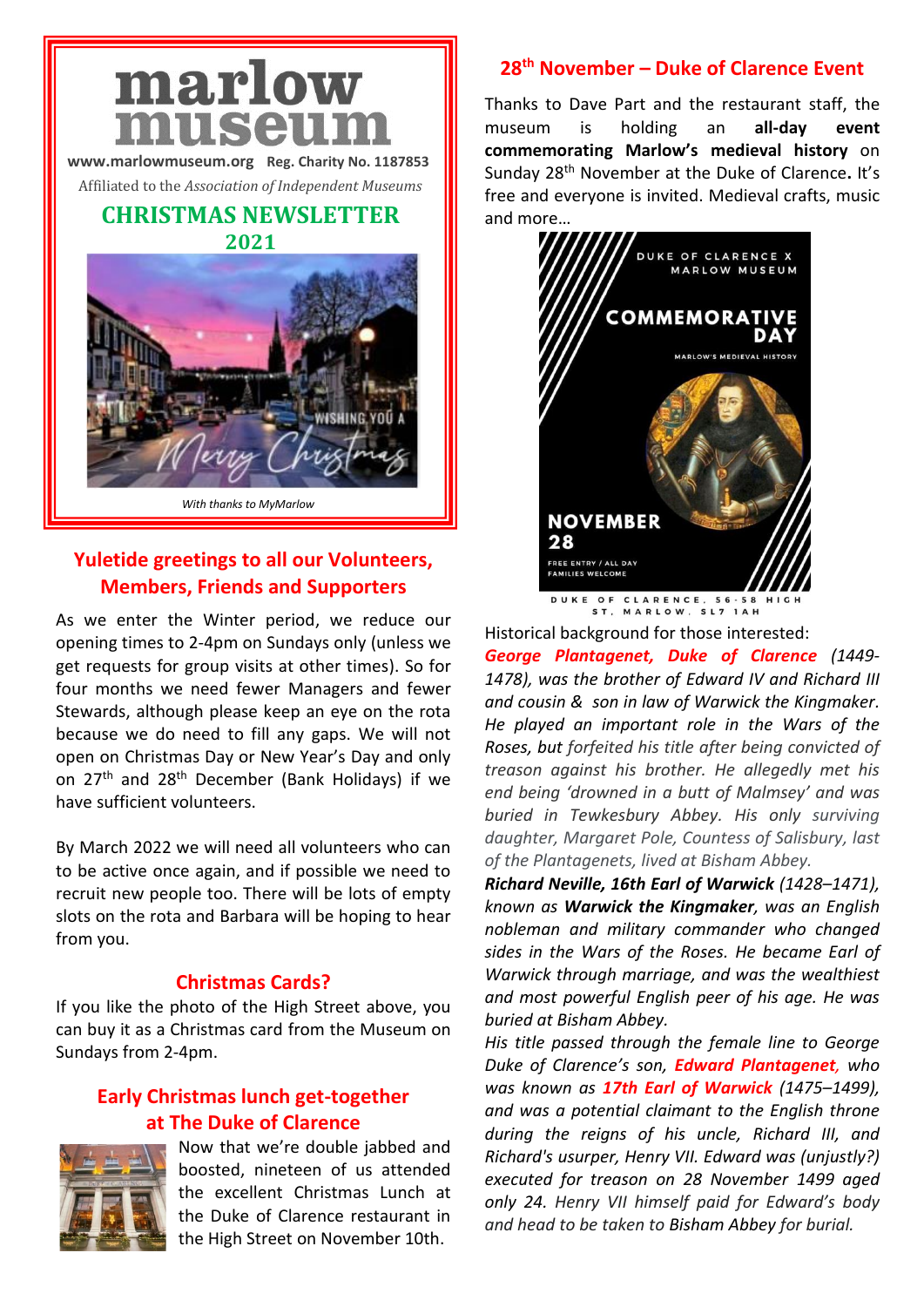# marlow museum

**www.marlowmuseum.org** **Reg. Charity No. 1187853**

Affiliated to the *Association of Independent Museums*

## CHRISTMAS NEWSLETTER 2021

*With thanks to MyMarlow*

## Yuletide greetings to all our Volunteers, Members, Friends and Supporters

As we enter the Winter period, we reduce our opening times to 2-4pm on Sundays only (unless we get requests for group visits at other times). So for four months we need fewer Managers and fewer Stewards, although please keep an eye on the rota because we do need to fill any gaps. We will not open on Christmas Day or New Year's Day and only on 27th and 28th December (Bank Holidays) if we have sufficient volunteers.

By March 2022 we will need all volunteers who can to be active once again, and if possible we need to recruit new people too. There will be lots of empty slots on the rota and Barbara will be hoping to hear from you.

## Christmas Cards?

If you like the photo of the High Street above, you can buy it as a Christmas card from the Museum on Sundays from 2-4pm.

## Early Christmas lunch get-together at The Duke of Clarence

Now that we're double jabbed and boosted, nineteen of us attended the excellent Christmas Lunch at the Duke of Clarence restaurant in the High Street on November 10th.

## 28th November – Duke of Clarence Event

Thanks to Dave Part and the restaurant staff, the museum is holding an **all-day event commemorating Marlow's medieval history** on Sunday 28th November at the Duke of Clarence**.** It's free and everyone is invited. Medieval crafts, music and more…

DUKE OF CLARENCE X MARLOW MUSEUM

COMMEMORATIVE DAY

MARLOW'S MEDIEVAL HISTORY

NOVEMBER 28

FREE ENTRY / ALL DAY
FAMILIES WELCOME

DUKE OF CLARENCE, 56-58 HIGH ST, MARLOW, SL7 1AH

Historical background for those interested:

***George Plantagenet, Duke of Clarence*** *(1449-1478), was the brother of Edward IV and Richard III and cousin & son in law of Warwick the Kingmaker. He played an important role in the Wars of the Roses, but forfeited his title after being convicted of treason against his brother. He allegedly met his end being 'drowned in a butt of Malmsey' and was buried in Tewkesbury Abbey. His only surviving daughter, Margaret Pole, Countess of Salisbury, last of the Plantagenets, lived at Bisham Abbey.*

***Richard Neville, 16th Earl of Warwick*** *(1428–1471), known as* ***Warwick the Kingmaker****, was an English nobleman and military commander who changed sides in the Wars of the Roses. He became Earl of Warwick through marriage, and was the wealthiest and most powerful English peer of his age. He was buried at Bisham Abbey.*

*His title passed through the female line to George Duke of Clarence's son,* ***Edward Plantagenet****, who was known as* ***17th Earl of Warwick*** *(1475–1499), and was a potential claimant to the English throne during the reigns of his uncle, Richard III, and Richard's usurper, Henry VII. Edward was (unjustly?) executed for treason on 28 November 1499 aged only 24. Henry VII himself paid for Edward's body and head to be taken to Bisham Abbey for burial.*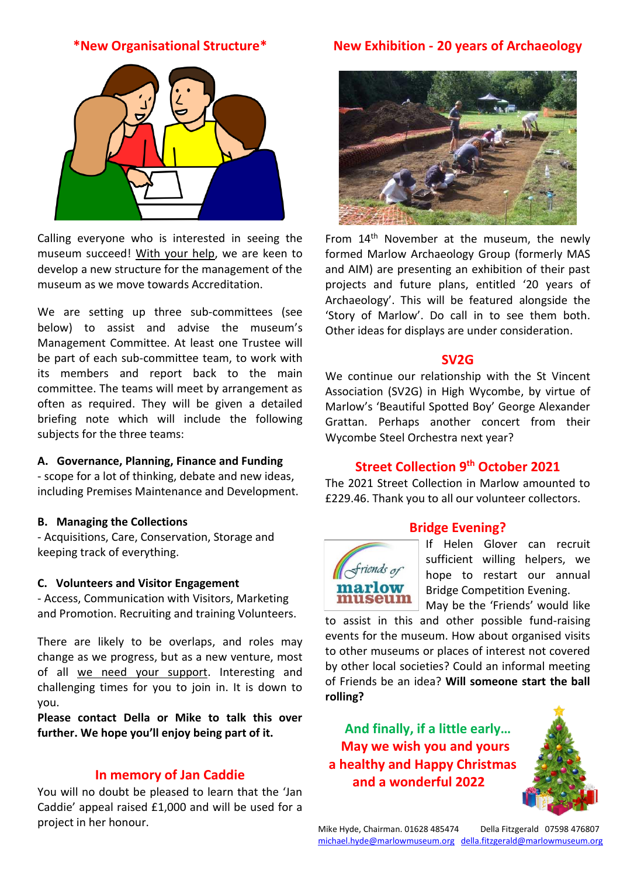## \*New Organisational Structure\*

Calling everyone who is interested in seeing the museum succeed! With your help, we are keen to develop a new structure for the management of the museum as we move towards Accreditation.

We are setting up three sub-committees (see below) to assist and advise the museum's Management Committee. At least one Trustee will be part of each sub-committee team, to work with its members and report back to the main committee. The teams will meet by arrangement as often as required. They will be given a detailed briefing note which will include the following subjects for the three teams:

**A. Governance, Planning, Finance and Funding**
- scope for a lot of thinking, debate and new ideas, including Premises Maintenance and Development.

**B. Managing the Collections**
- Acquisitions, Care, Conservation, Storage and keeping track of everything.

**C. Volunteers and Visitor Engagement**
- Access, Communication with Visitors, Marketing and Promotion. Recruiting and training Volunteers.

There are likely to be overlaps, and roles may change as we progress, but as a new venture, most of all we need your support. Interesting and challenging times for you to join in. It is down to you.

**Please contact Della or Mike to talk this over further. We hope you'll enjoy being part of it.**

## In memory of Jan Caddie

You will no doubt be pleased to learn that the 'Jan Caddie' appeal raised £1,000 and will be used for a project in her honour.

## New Exhibition - 20 years of Archaeology

From 14th November at the museum, the newly formed Marlow Archaeology Group (formerly MAS and AIM) are presenting an exhibition of their past projects and future plans, entitled '20 years of Archaeology'. This will be featured alongside the 'Story of Marlow'. Do call in to see them both. Other ideas for displays are under consideration.

## SV2G

We continue our relationship with the St Vincent Association (SV2G) in High Wycombe, by virtue of Marlow's 'Beautiful Spotted Boy' George Alexander Grattan. Perhaps another concert from their Wycombe Steel Orchestra next year?

## Street Collection 9th October 2021

The 2021 Street Collection in Marlow amounted to £229.46. Thank you to all our volunteer collectors.

## Bridge Evening?

If Helen Glover can recruit sufficient willing helpers, we hope to restart our annual Bridge Competition Evening. May be the 'Friends' would like to assist in this and other possible fund-raising events for the museum. How about organised visits to other museums or places of interest not covered by other local societies? Could an informal meeting of Friends be an idea? **Will someone start the ball rolling?**

## And finally, if a little early… May we wish you and yours a healthy and Happy Christmas and a wonderful 2022

Mike Hyde, Chairman. 01628 485474 michael.hyde@marlowmuseum.org
Della Fitzgerald 07598 476807 della.fitzgerald@marlowmuseum.org